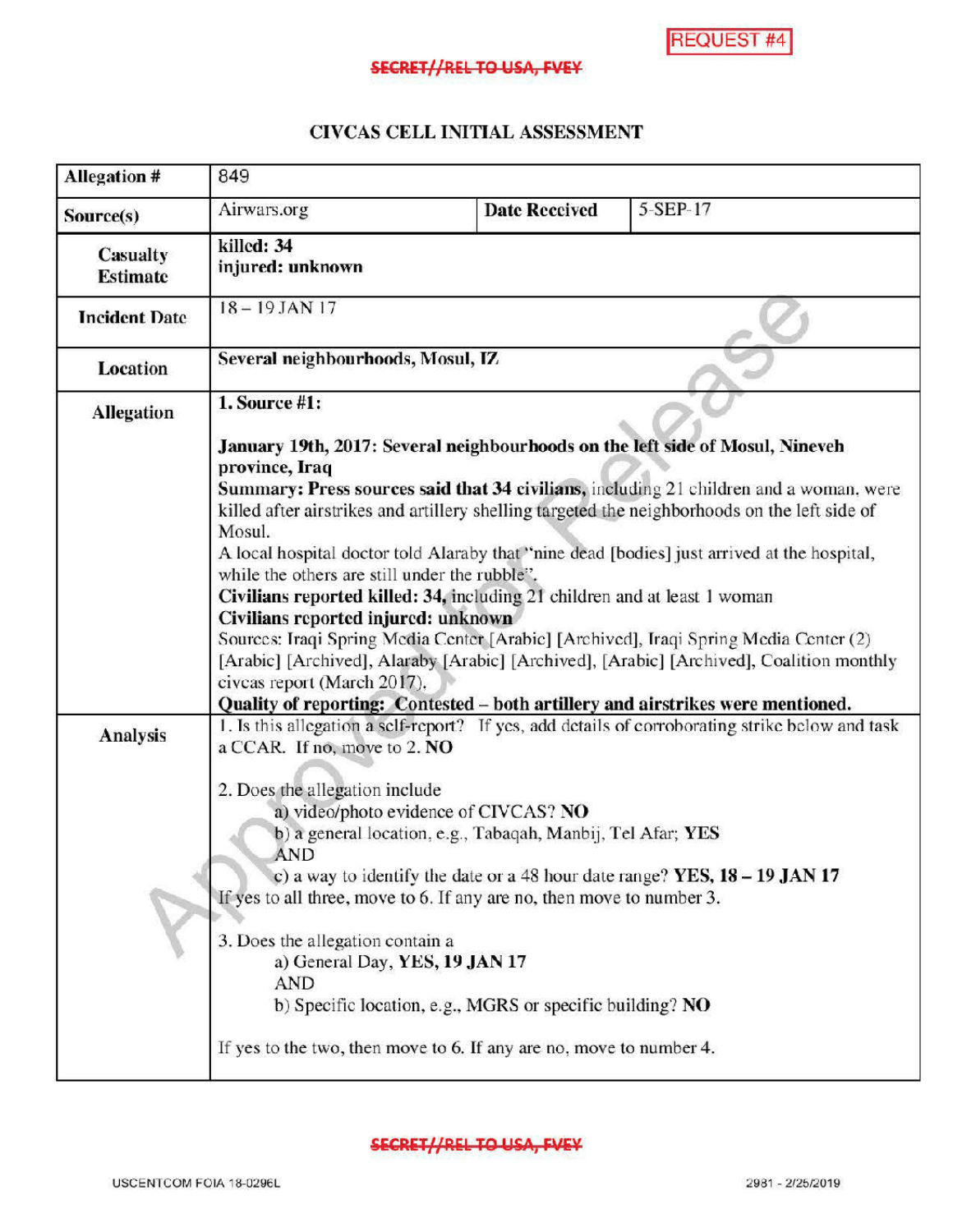REQUEST #4

SECRET//REL TO USA, FVEY

# CIVCAS CELL INITIAL ASSESSMENT

| | | | |
|---|---|---|---|
| **Allegation #** | 849 | | |
| **Source(s)** | Airwars.org | **Date Received** | 5-SEP-17 |
| **Casualty Estimate** | **killed: 34**<br>**injured: unknown** | | |
| **Incident Date** | 18 – 19 JAN 17 | | |
| **Location** | **Several neighbourhoods, Mosul, IZ** | | |
| **Allegation** | **1. Source #1:**<br><br>**January 19th, 2017: Several neighbourhoods on the left side of Mosul, Nineveh province, Iraq**<br>**Summary: Press sources said that 34 civilians,** including 21 children and a woman, were killed after airstrikes and artillery shelling targeted the neighborhoods on the left side of Mosul.<br>A local hospital doctor told Alaraby that "nine dead [bodies] just arrived at the hospital, while the others are still under the rubble".<br>**Civilians reported killed: 34,** including 21 children and at least 1 woman<br>**Civilians reported injured: unknown**<br>Sources: Iraqi Spring Media Center [Arabic] [Archived], Iraqi Spring Media Center (2) [Arabic] [Archived], Alaraby [Arabic] [Archived], [Arabic] [Archived], Coalition monthly civcas report (March 2017).<br>**Quality of reporting: Contested – both artillery and airstrikes were mentioned.** | | |
| **Analysis** | 1. Is this allegation a self-report? If yes, add details of corroborating strike below and task a CCAR. If no, move to 2. **NO**<br><br>2. Does the allegation include<br>a) video/photo evidence of CIVCAS? **NO**<br>b) a general location, e.g., Tabaqah, Manbij, Tel Afar; **YES**<br>AND<br>c) a way to identify the date or a 48 hour date range? **YES, 18 – 19 JAN 17**<br>If yes to all three, move to 6. If any are no, then move to number 3.<br><br>3. Does the allegation contain a<br>a) General Day, **YES, 19 JAN 17**<br>AND<br>b) Specific location, e.g., MGRS or specific building? **NO**<br><br>If yes to the two, then move to 6. If any are no, move to number 4. | | |

SECRET//REL TO USA, FVEY

USCENTCOM FOIA 18-0296L

2981 - 2/25/2019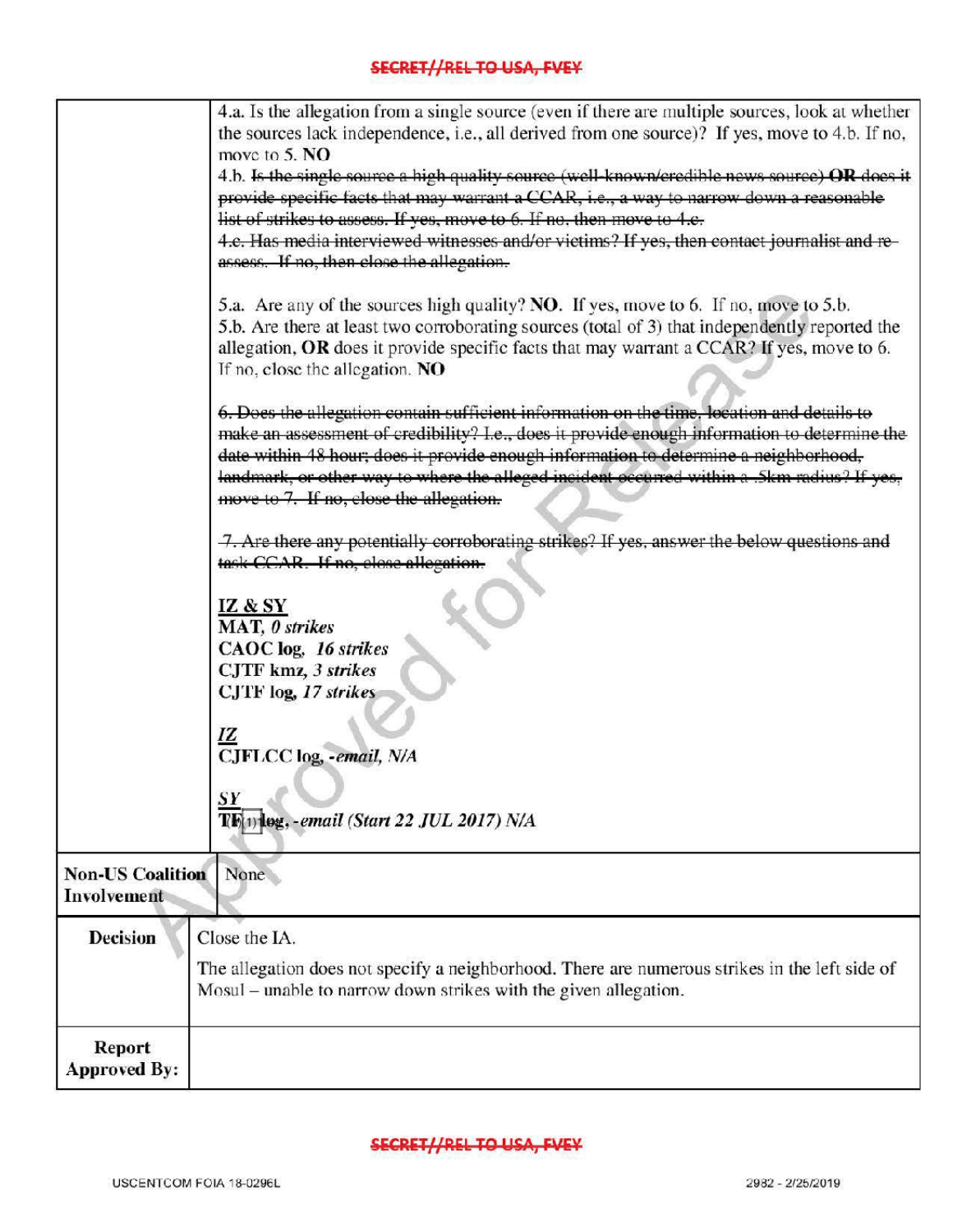| | |
|---|---|
| | 4.a. Is the allegation from a single source (even if there are multiple sources, look at whether the sources lack independence, i.e., all derived from one source)? If yes, move to 4.b. If no, move to 5. **NO**<br>~~4.b. Is the single source a high quality source (well-known/credible news source) **OR** does it provide specific facts that may warrant a CCAR, i.e., a way to narrow down a reasonable list of strikes to assess. If yes, move to 6. If no, then move to 4.c.~~<br>~~4.c. Has media interviewed witnesses and/or victims? If yes, then contact journalist and re-assess. If no, then close the allegation.~~<br><br>5.a. Are any of the sources high quality? **NO**. If yes, move to 6. If no, move to 5.b.<br>5.b. Are there at least two corroborating sources (total of 3) that independently reported the allegation, **OR** does it provide specific facts that may warrant a CCAR? If yes, move to 6. If no, close the allegation. **NO**<br><br>~~6. Does the allegation contain sufficient information on the time, location and details to make an assessment of credibility? I.e., does it provide enough information to determine the date within 48 hour; does it provide enough information to determine a neighborhood, landmark, or other way to where the alleged incident occurred within a .5km radius? If yes, move to 7. If no, close the allegation.~~<br><br>~~7. Are there any potentially corroborating strikes? If yes, answer the below questions and task CCAR. If no, close allegation.~~<br><br>**IZ & SY**<br>**MAT**, ***0 strikes***<br>**CAOC log**, ***16 strikes***<br>**CJTF kmz**, ***3 strikes***<br>**CJTF log**, ***17 strikes***<br><br>***IZ***<br>**CJFLCC log**, ***-email, N/A***<br><br>***SY***<br>**TF(b)(1) log**, ***-email (Start 22 JUL 2017) N/A*** |
| **Non-US Coalition Involvement** | None |
| **Decision** | Close the IA.<br><br>The allegation does not specify a neighborhood. There are numerous strikes in the left side of Mosul – unable to narrow down strikes with the given allegation. |
| **Report Approved By:** | |